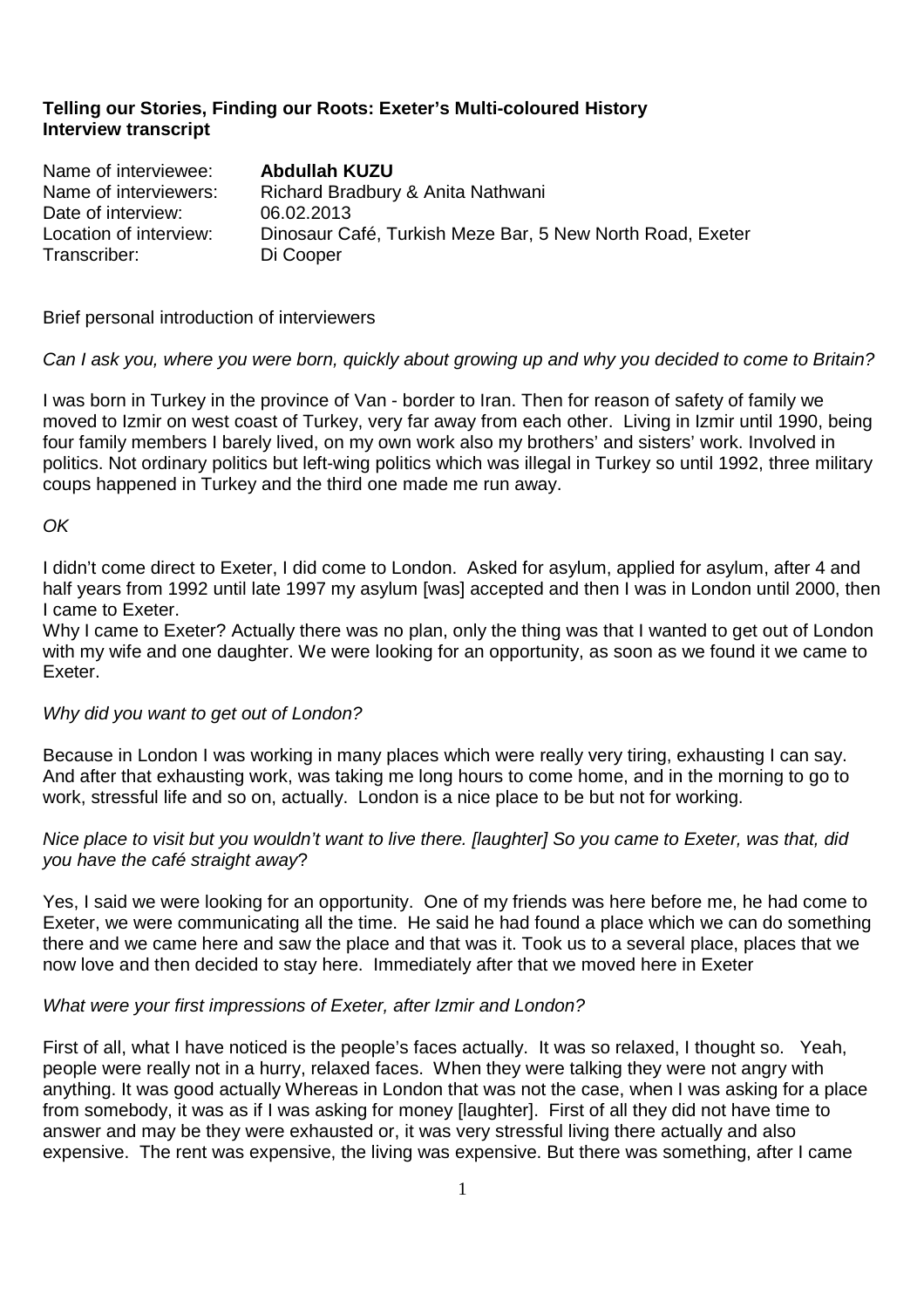**Telling our Stories, Finding our Roots: Exeter's Multi-coloured History**
**Interview transcript**

| | |
|---|---|
| Name of interviewee: | **Abdullah KUZU** |
| Name of interviewers: | Richard Bradbury & Anita Nathwani |
| Date of interview: | 06.02.2013 |
| Location of interview: | Dinosaur Café, Turkish Meze Bar, 5 New North Road, Exeter |
| Transcriber: | Di Cooper |

Brief personal introduction of interviewers

*Can I ask you, where you were born, quickly about growing up and why you decided to come to Britain?*

I was born in Turkey in the province of Van - border to Iran. Then for reason of safety of family we moved to Izmir on west coast of Turkey, very far away from each other. Living in Izmir until 1990, being four family members I barely lived, on my own work also my brothers' and sisters' work. Involved in politics. Not ordinary politics but left-wing politics which was illegal in Turkey so until 1992, three military coups happened in Turkey and the third one made me run away.

*OK*

I didn't come direct to Exeter, I did come to London. Asked for asylum, applied for asylum, after 4 and half years from 1992 until late 1997 my asylum [was] accepted and then I was in London until 2000, then I came to Exeter.
Why I came to Exeter? Actually there was no plan, only the thing was that I wanted to get out of London with my wife and one daughter. We were looking for an opportunity, as soon as we found it we came to Exeter.

*Why did you want to get out of London?*

Because in London I was working in many places which were really very tiring, exhausting I can say. And after that exhausting work, was taking me long hours to come home, and in the morning to go to work, stressful life and so on, actually. London is a nice place to be but not for working.

*Nice place to visit but you wouldn't want to live there. [laughter] So you came to Exeter, was that, did you have the café straight away*?

Yes, I said we were looking for an opportunity. One of my friends was here before me, he had come to Exeter, we were communicating all the time. He said he had found a place which we can do something there and we came here and saw the place and that was it. Took us to a several place, places that we now love and then decided to stay here. Immediately after that we moved here in Exeter

*What were your first impressions of Exeter, after Izmir and London?*

First of all, what I have noticed is the people's faces actually. It was so relaxed, I thought so. Yeah, people were really not in a hurry, relaxed faces. When they were talking they were not angry with anything. It was good actually Whereas in London that was not the case, when I was asking for a place from somebody, it was as if I was asking for money [laughter]. First of all they did not have time to answer and may be they were exhausted or, it was very stressful living there actually and also expensive. The rent was expensive, the living was expensive. But there was something, after I came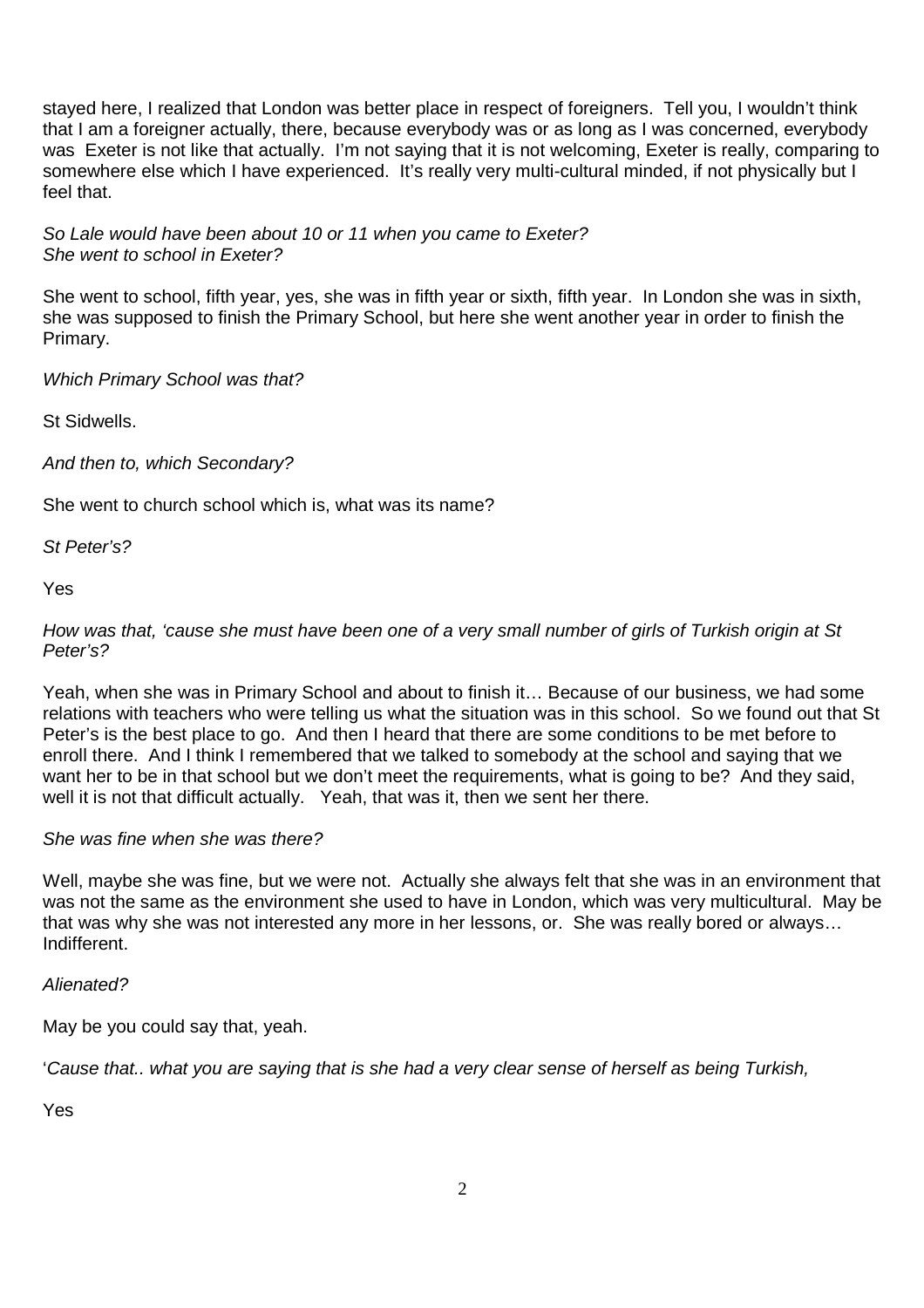stayed here, I realized that London was better place in respect of foreigners. Tell you, I wouldn't think that I am a foreigner actually, there, because everybody was or as long as I was concerned, everybody was Exeter is not like that actually. I'm not saying that it is not welcoming, Exeter is really, comparing to somewhere else which I have experienced. It's really very multi-cultural minded, if not physically but I feel that.

*So Lale would have been about 10 or 11 when you came to Exeter?*
*She went to school in Exeter?*

She went to school, fifth year, yes, she was in fifth year or sixth, fifth year. In London she was in sixth, she was supposed to finish the Primary School, but here she went another year in order to finish the Primary.

*Which Primary School was that?*

St Sidwells.

*And then to, which Secondary?*

She went to church school which is, what was its name?

*St Peter's?*

Yes

*How was that, 'cause she must have been one of a very small number of girls of Turkish origin at St Peter's?*

Yeah, when she was in Primary School and about to finish it… Because of our business, we had some relations with teachers who were telling us what the situation was in this school. So we found out that St Peter's is the best place to go. And then I heard that there are some conditions to be met before to enroll there. And I think I remembered that we talked to somebody at the school and saying that we want her to be in that school but we don't meet the requirements, what is going to be? And they said, well it is not that difficult actually. Yeah, that was it, then we sent her there.

*She was fine when she was there?*

Well, maybe she was fine, but we were not. Actually she always felt that she was in an environment that was not the same as the environment she used to have in London, which was very multicultural. May be that was why she was not interested any more in her lessons, or. She was really bored or always… Indifferent.

*Alienated?*

May be you could say that, yeah.

'*Cause that.. what you are saying that is she had a very clear sense of herself as being Turkish,*

Yes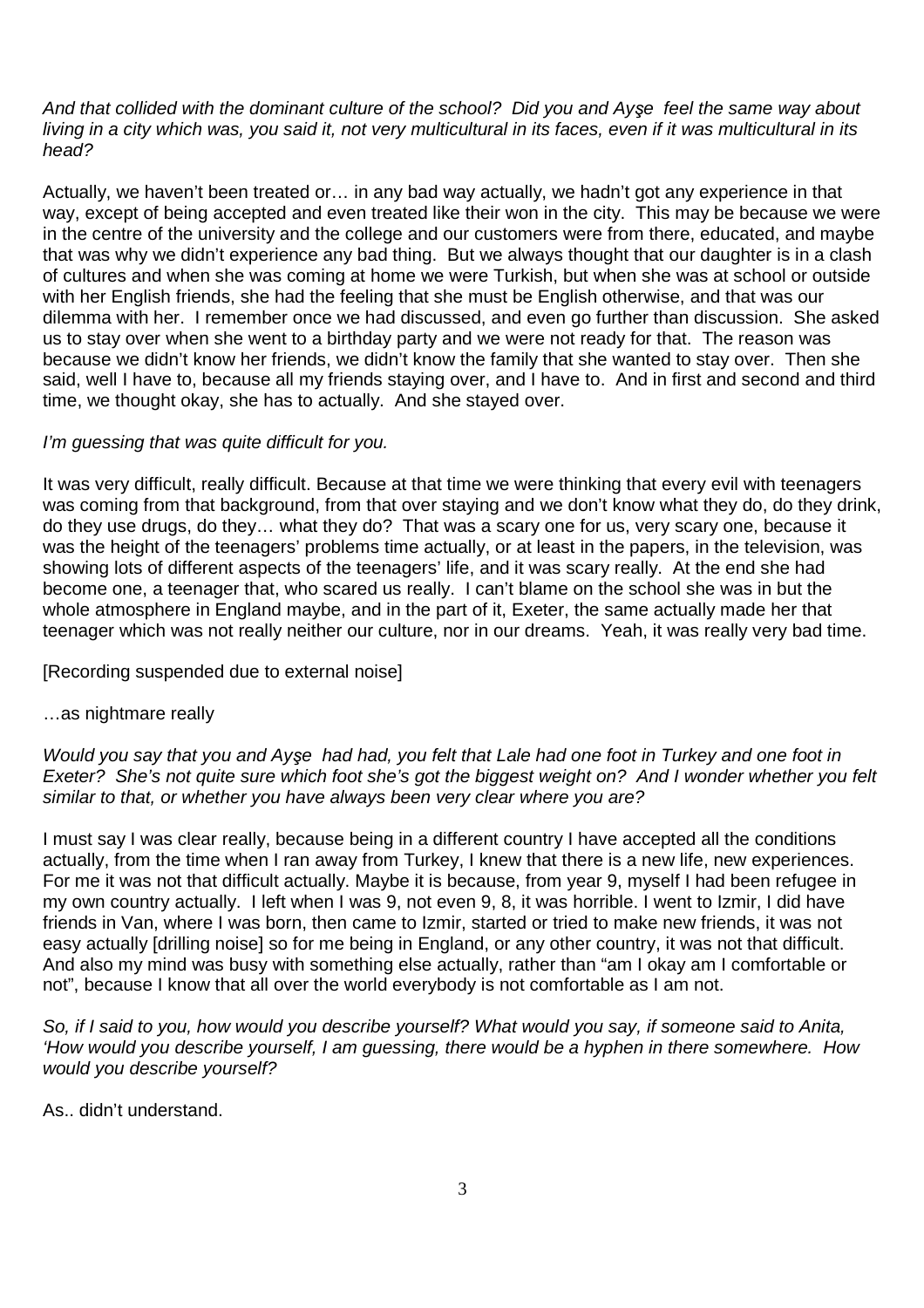*And that collided with the dominant culture of the school? Did you and Ayşe feel the same way about living in a city which was, you said it, not very multicultural in its faces, even if it was multicultural in its head?*

Actually, we haven't been treated or… in any bad way actually, we hadn't got any experience in that way, except of being accepted and even treated like their won in the city. This may be because we were in the centre of the university and the college and our customers were from there, educated, and maybe that was why we didn't experience any bad thing. But we always thought that our daughter is in a clash of cultures and when she was coming at home we were Turkish, but when she was at school or outside with her English friends, she had the feeling that she must be English otherwise, and that was our dilemma with her. I remember once we had discussed, and even go further than discussion. She asked us to stay over when she went to a birthday party and we were not ready for that. The reason was because we didn't know her friends, we didn't know the family that she wanted to stay over. Then she said, well I have to, because all my friends staying over, and I have to. And in first and second and third time, we thought okay, she has to actually. And she stayed over.

*I'm guessing that was quite difficult for you.*

It was very difficult, really difficult. Because at that time we were thinking that every evil with teenagers was coming from that background, from that over staying and we don't know what they do, do they drink, do they use drugs, do they… what they do? That was a scary one for us, very scary one, because it was the height of the teenagers' problems time actually, or at least in the papers, in the television, was showing lots of different aspects of the teenagers' life, and it was scary really. At the end she had become one, a teenager that, who scared us really. I can't blame on the school she was in but the whole atmosphere in England maybe, and in the part of it, Exeter, the same actually made her that teenager which was not really neither our culture, nor in our dreams. Yeah, it was really very bad time.

[Recording suspended due to external noise]

…as nightmare really

*Would you say that you and Ayşe had had, you felt that Lale had one foot in Turkey and one foot in Exeter? She's not quite sure which foot she's got the biggest weight on? And I wonder whether you felt similar to that, or whether you have always been very clear where you are?*

I must say I was clear really, because being in a different country I have accepted all the conditions actually, from the time when I ran away from Turkey, I knew that there is a new life, new experiences. For me it was not that difficult actually. Maybe it is because, from year 9, myself I had been refugee in my own country actually. I left when I was 9, not even 9, 8, it was horrible. I went to Izmir, I did have friends in Van, where I was born, then came to Izmir, started or tried to make new friends, it was not easy actually [drilling noise] so for me being in England, or any other country, it was not that difficult. And also my mind was busy with something else actually, rather than "am I okay am I comfortable or not", because I know that all over the world everybody is not comfortable as I am not.

*So, if I said to you, how would you describe yourself? What would you say, if someone said to Anita, 'How would you describe yourself, I am guessing, there would be a hyphen in there somewhere. How would you describe yourself?*

As.. didn't understand.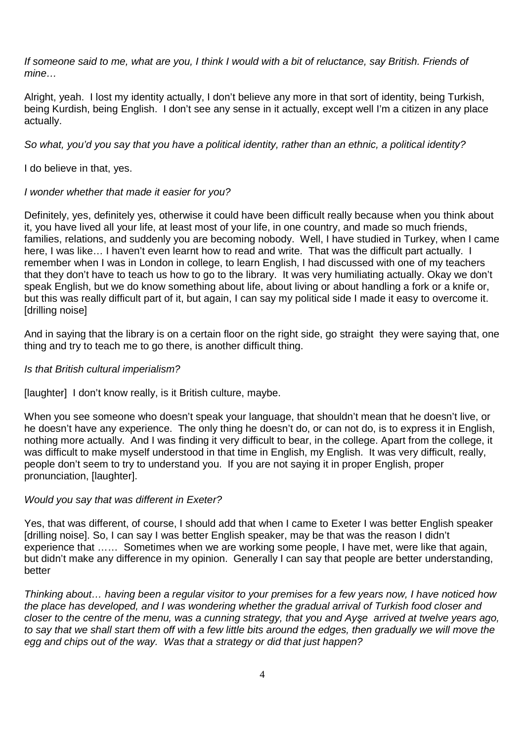*If someone said to me, what are you, I think I would with a bit of reluctance, say British. Friends of mine…*

Alright, yeah. I lost my identity actually, I don't believe any more in that sort of identity, being Turkish, being Kurdish, being English. I don't see any sense in it actually, except well I'm a citizen in any place actually.

*So what, you'd you say that you have a political identity, rather than an ethnic, a political identity?*

I do believe in that, yes.

*I wonder whether that made it easier for you?*

Definitely, yes, definitely yes, otherwise it could have been difficult really because when you think about it, you have lived all your life, at least most of your life, in one country, and made so much friends, families, relations, and suddenly you are becoming nobody. Well, I have studied in Turkey, when I came here, I was like… I haven't even learnt how to read and write. That was the difficult part actually. I remember when I was in London in college, to learn English, I had discussed with one of my teachers that they don't have to teach us how to go to the library. It was very humiliating actually. Okay we don't speak English, but we do know something about life, about living or about handling a fork or a knife or, but this was really difficult part of it, but again, I can say my political side I made it easy to overcome it. [drilling noise]

And in saying that the library is on a certain floor on the right side, go straight they were saying that, one thing and try to teach me to go there, is another difficult thing.

*Is that British cultural imperialism?*

[laughter] I don't know really, is it British culture, maybe.

When you see someone who doesn't speak your language, that shouldn't mean that he doesn't live, or he doesn't have any experience. The only thing he doesn't do, or can not do, is to express it in English, nothing more actually. And I was finding it very difficult to bear, in the college. Apart from the college, it was difficult to make myself understood in that time in English, my English. It was very difficult, really, people don't seem to try to understand you. If you are not saying it in proper English, proper pronunciation, [laughter].

*Would you say that was different in Exeter?*

Yes, that was different, of course, I should add that when I came to Exeter I was better English speaker [drilling noise]. So, I can say I was better English speaker, may be that was the reason I didn't experience that …… Sometimes when we are working some people, I have met, were like that again, but didn't make any difference in my opinion. Generally I can say that people are better understanding, better

*Thinking about… having been a regular visitor to your premises for a few years now, I have noticed how the place has developed, and I was wondering whether the gradual arrival of Turkish food closer and closer to the centre of the menu, was a cunning strategy, that you and Ayşe arrived at twelve years ago, to say that we shall start them off with a few little bits around the edges, then gradually we will move the egg and chips out of the way. Was that a strategy or did that just happen?*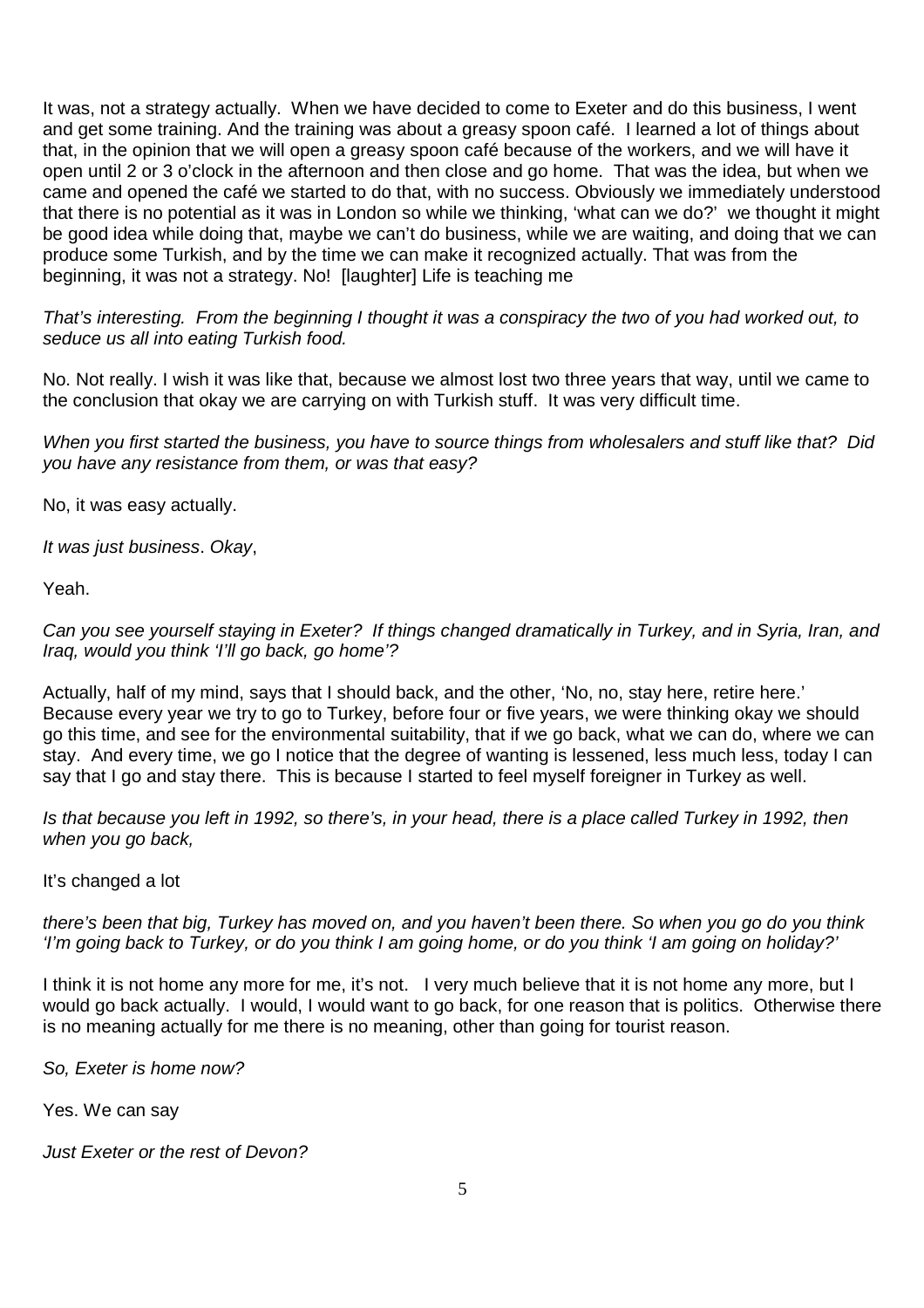It was, not a strategy actually. When we have decided to come to Exeter and do this business, I went and get some training. And the training was about a greasy spoon café. I learned a lot of things about that, in the opinion that we will open a greasy spoon café because of the workers, and we will have it open until 2 or 3 o'clock in the afternoon and then close and go home. That was the idea, but when we came and opened the café we started to do that, with no success. Obviously we immediately understood that there is no potential as it was in London so while we thinking, 'what can we do?' we thought it might be good idea while doing that, maybe we can't do business, while we are waiting, and doing that we can produce some Turkish, and by the time we can make it recognized actually. That was from the beginning, it was not a strategy. No! [laughter] Life is teaching me

*That's interesting. From the beginning I thought it was a conspiracy the two of you had worked out, to seduce us all into eating Turkish food.*

No. Not really. I wish it was like that, because we almost lost two three years that way, until we came to the conclusion that okay we are carrying on with Turkish stuff. It was very difficult time.

*When you first started the business, you have to source things from wholesalers and stuff like that? Did you have any resistance from them, or was that easy?*

No, it was easy actually.

*It was just business. Okay*,

Yeah.

*Can you see yourself staying in Exeter? If things changed dramatically in Turkey, and in Syria, Iran, and Iraq, would you think 'I'll go back, go home'?*

Actually, half of my mind, says that I should back, and the other, 'No, no, stay here, retire here.' Because every year we try to go to Turkey, before four or five years, we were thinking okay we should go this time, and see for the environmental suitability, that if we go back, what we can do, where we can stay. And every time, we go I notice that the degree of wanting is lessened, less much less, today I can say that I go and stay there. This is because I started to feel myself foreigner in Turkey as well.

*Is that because you left in 1992, so there's, in your head, there is a place called Turkey in 1992, then when you go back,*

It's changed a lot

*there's been that big, Turkey has moved on, and you haven't been there. So when you go do you think 'I'm going back to Turkey, or do you think I am going home, or do you think 'I am going on holiday?'*

I think it is not home any more for me, it's not. I very much believe that it is not home any more, but I would go back actually. I would, I would want to go back, for one reason that is politics. Otherwise there is no meaning actually for me there is no meaning, other than going for tourist reason.

*So, Exeter is home now?*

Yes. We can say

*Just Exeter or the rest of Devon?*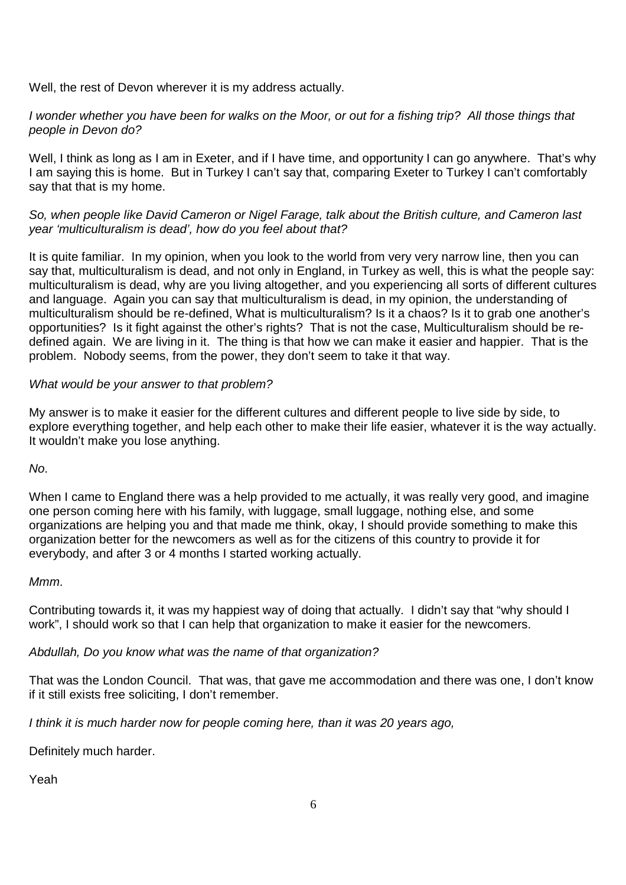Well, the rest of Devon wherever it is my address actually.

*I wonder whether you have been for walks on the Moor, or out for a fishing trip? All those things that people in Devon do?*

Well, I think as long as I am in Exeter, and if I have time, and opportunity I can go anywhere. That's why I am saying this is home. But in Turkey I can't say that, comparing Exeter to Turkey I can't comfortably say that that is my home.

*So, when people like David Cameron or Nigel Farage, talk about the British culture, and Cameron last year 'multiculturalism is dead', how do you feel about that?*

It is quite familiar. In my opinion, when you look to the world from very very narrow line, then you can say that, multiculturalism is dead, and not only in England, in Turkey as well, this is what the people say: multiculturalism is dead, why are you living altogether, and you experiencing all sorts of different cultures and language. Again you can say that multiculturalism is dead, in my opinion, the understanding of multiculturalism should be re-defined, What is multiculturalism? Is it a chaos? Is it to grab one another's opportunities? Is it fight against the other's rights? That is not the case, Multiculturalism should be re-defined again. We are living in it. The thing is that how we can make it easier and happier. That is the problem. Nobody seems, from the power, they don't seem to take it that way.

*What would be your answer to that problem?*

My answer is to make it easier for the different cultures and different people to live side by side, to explore everything together, and help each other to make their life easier, whatever it is the way actually. It wouldn't make you lose anything.

*No*.

When I came to England there was a help provided to me actually, it was really very good, and imagine one person coming here with his family, with luggage, small luggage, nothing else, and some organizations are helping you and that made me think, okay, I should provide something to make this organization better for the newcomers as well as for the citizens of this country to provide it for everybody, and after 3 or 4 months I started working actually.

*Mmm*.

Contributing towards it, it was my happiest way of doing that actually. I didn't say that "why should I work", I should work so that I can help that organization to make it easier for the newcomers.

*Abdullah, Do you know what was the name of that organization?*

That was the London Council. That was, that gave me accommodation and there was one, I don't know if it still exists free soliciting, I don't remember.

*I think it is much harder now for people coming here, than it was 20 years ago,*

Definitely much harder.

Yeah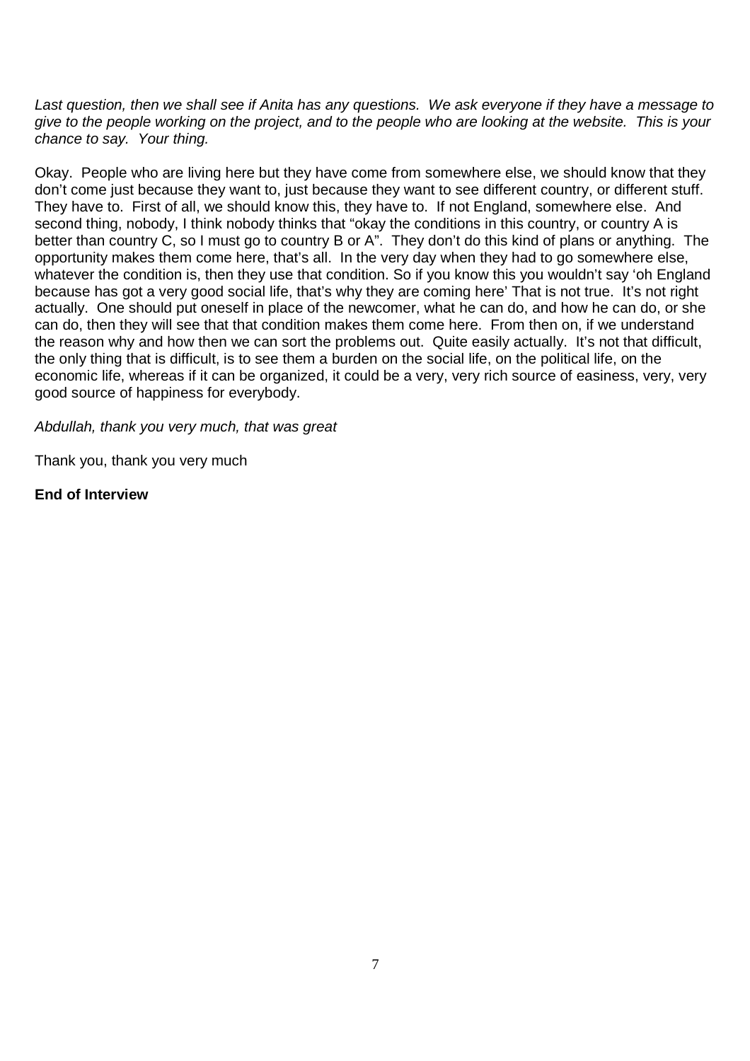*Last question, then we shall see if Anita has any questions. We ask everyone if they have a message to give to the people working on the project, and to the people who are looking at the website. This is your chance to say. Your thing.*

Okay. People who are living here but they have come from somewhere else, we should know that they don't come just because they want to, just because they want to see different country, or different stuff. They have to. First of all, we should know this, they have to. If not England, somewhere else. And second thing, nobody, I think nobody thinks that "okay the conditions in this country, or country A is better than country C, so I must go to country B or A". They don't do this kind of plans or anything. The opportunity makes them come here, that's all. In the very day when they had to go somewhere else, whatever the condition is, then they use that condition. So if you know this you wouldn't say 'oh England because has got a very good social life, that's why they are coming here' That is not true. It's not right actually. One should put oneself in place of the newcomer, what he can do, and how he can do, or she can do, then they will see that that condition makes them come here. From then on, if we understand the reason why and how then we can sort the problems out. Quite easily actually. It's not that difficult, the only thing that is difficult, is to see them a burden on the social life, on the political life, on the economic life, whereas if it can be organized, it could be a very, very rich source of easiness, very, very good source of happiness for everybody.

*Abdullah, thank you very much, that was great*

Thank you, thank you very much

**End of Interview**